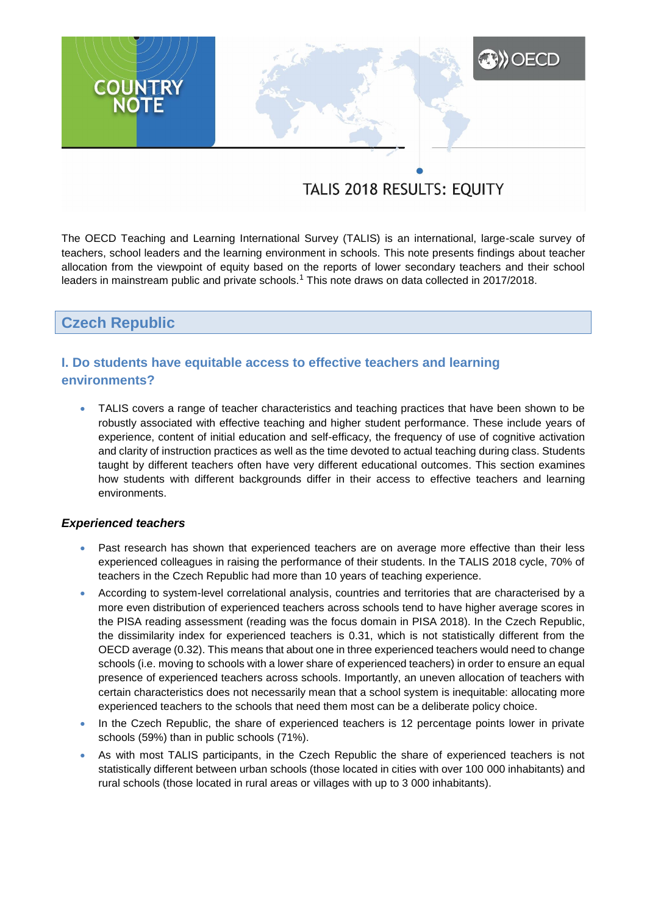COUNTRY NOTE

# TALIS 2018 RESULTS: EQUITY

The OECD Teaching and Learning International Survey (TALIS) is an international, large-scale survey of teachers, school leaders and the learning environment in schools. This note presents findings about teacher allocation from the viewpoint of equity based on the reports of lower secondary teachers and their school leaders in mainstream public and private schools.[1] This note draws on data collected in 2017/2018.

## Czech Republic

### I. Do students have equitable access to effective teachers and learning environments?

- TALIS covers a range of teacher characteristics and teaching practices that have been shown to be robustly associated with effective teaching and higher student performance. These include years of experience, content of initial education and self-efficacy, the frequency of use of cognitive activation and clarity of instruction practices as well as the time devoted to actual teaching during class. Students taught by different teachers often have very different educational outcomes. This section examines how students with different backgrounds differ in their access to effective teachers and learning environments.

#### *Experienced teachers*

- Past research has shown that experienced teachers are on average more effective than their less experienced colleagues in raising the performance of their students. In the TALIS 2018 cycle, 70% of teachers in the Czech Republic had more than 10 years of teaching experience.
- According to system-level correlational analysis, countries and territories that are characterised by a more even distribution of experienced teachers across schools tend to have higher average scores in the PISA reading assessment (reading was the focus domain in PISA 2018). In the Czech Republic, the dissimilarity index for experienced teachers is 0.31, which is not statistically different from the OECD average (0.32). This means that about one in three experienced teachers would need to change schools (i.e. moving to schools with a lower share of experienced teachers) in order to ensure an equal presence of experienced teachers across schools. Importantly, an uneven allocation of teachers with certain characteristics does not necessarily mean that a school system is inequitable: allocating more experienced teachers to the schools that need them most can be a deliberate policy choice.
- In the Czech Republic, the share of experienced teachers is 12 percentage points lower in private schools (59%) than in public schools (71%).
- As with most TALIS participants, in the Czech Republic the share of experienced teachers is not statistically different between urban schools (those located in cities with over 100 000 inhabitants) and rural schools (those located in rural areas or villages with up to 3 000 inhabitants).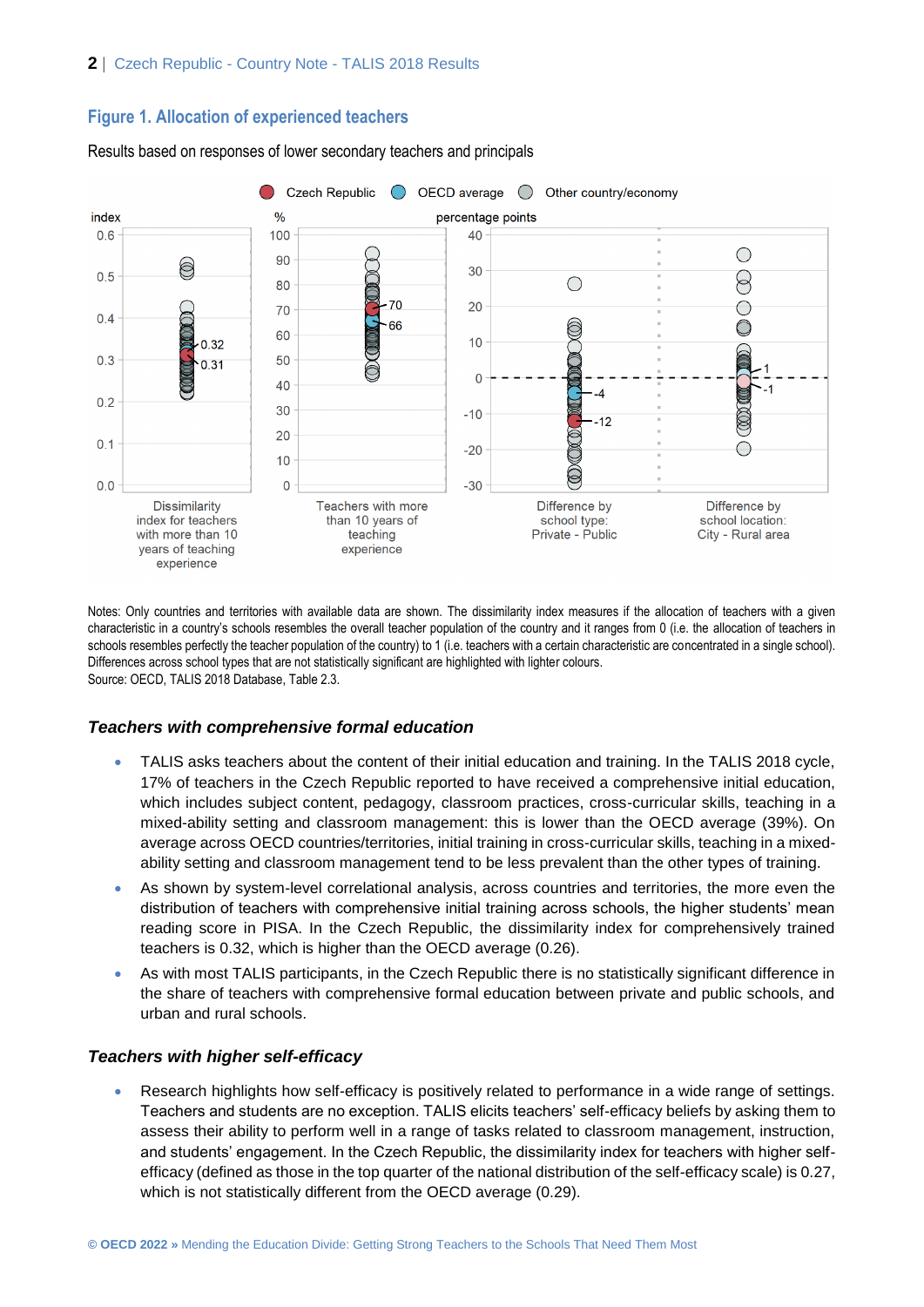## Figure 1. Allocation of experienced teachers

Results based on responses of lower secondary teachers and principals

Notes: Only countries and territories with available data are shown. The dissimilarity index measures if the allocation of teachers with a given characteristic in a country's schools resembles the overall teacher population of the country and it ranges from 0 (i.e. the allocation of teachers in schools resembles perfectly the teacher population of the country) to 1 (i.e. teachers with a certain characteristic are concentrated in a single school). Differences across school types that are not statistically significant are highlighted with lighter colours.
Source: OECD, TALIS 2018 Database, Table 2.3.

### *Teachers with comprehensive formal education*

- TALIS asks teachers about the content of their initial education and training. In the TALIS 2018 cycle, 17% of teachers in the Czech Republic reported to have received a comprehensive initial education, which includes subject content, pedagogy, classroom practices, cross-curricular skills, teaching in a mixed-ability setting and classroom management: this is lower than the OECD average (39%). On average across OECD countries/territories, initial training in cross-curricular skills, teaching in a mixed-ability setting and classroom management tend to be less prevalent than the other types of training.
- As shown by system-level correlational analysis, across countries and territories, the more even the distribution of teachers with comprehensive initial training across schools, the higher students' mean reading score in PISA. In the Czech Republic, the dissimilarity index for comprehensively trained teachers is 0.32, which is higher than the OECD average (0.26).
- As with most TALIS participants, in the Czech Republic there is no statistically significant difference in the share of teachers with comprehensive formal education between private and public schools, and urban and rural schools.

### *Teachers with higher self-efficacy*

- Research highlights how self-efficacy is positively related to performance in a wide range of settings. Teachers and students are no exception. TALIS elicits teachers' self-efficacy beliefs by asking them to assess their ability to perform well in a range of tasks related to classroom management, instruction, and students' engagement. In the Czech Republic, the dissimilarity index for teachers with higher self-efficacy (defined as those in the top quarter of the national distribution of the self-efficacy scale) is 0.27, which is not statistically different from the OECD average (0.29).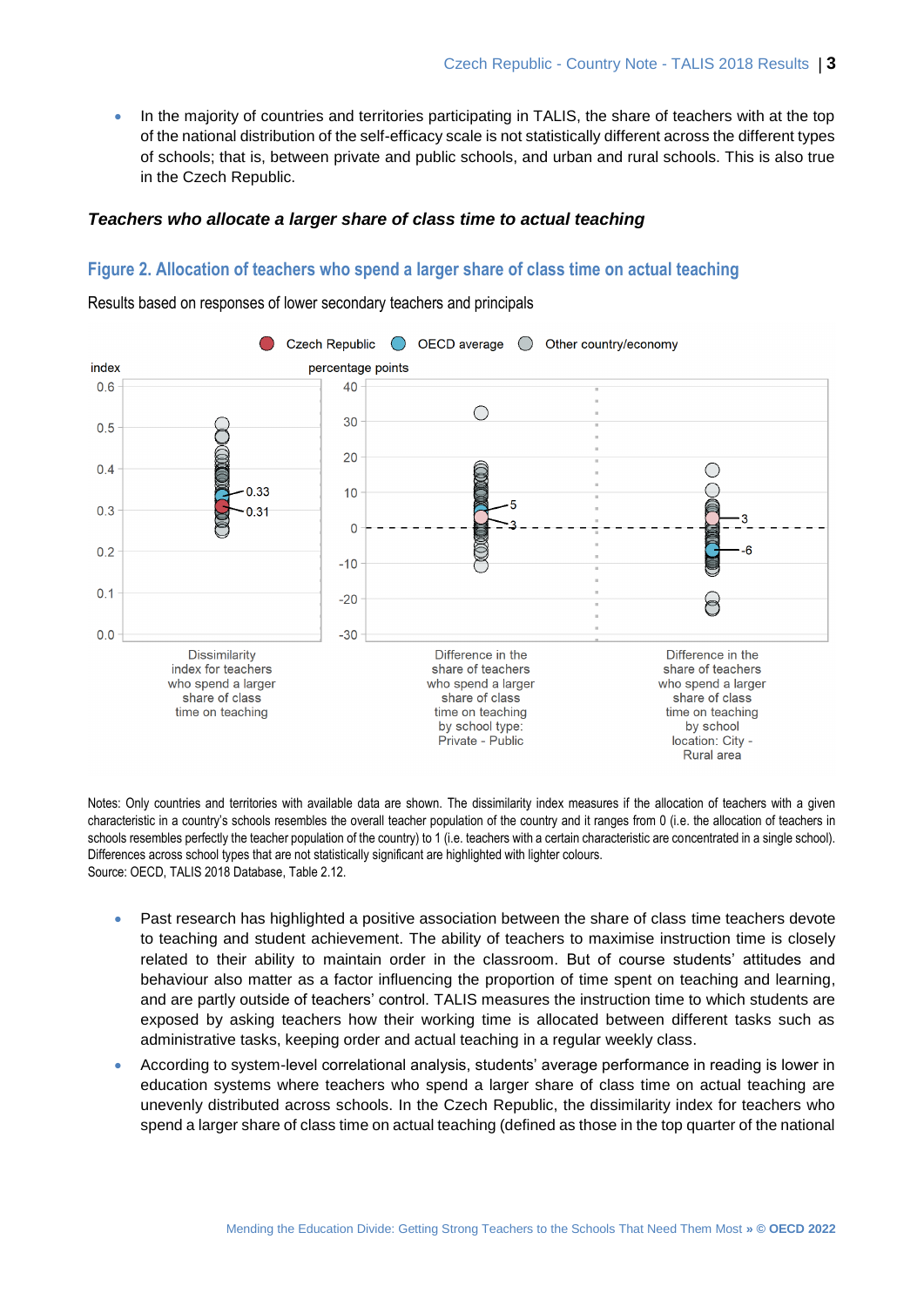- In the majority of countries and territories participating in TALIS, the share of teachers with at the top of the national distribution of the self-efficacy scale is not statistically different across the different types of schools; that is, between private and public schools, and urban and rural schools. This is also true in the Czech Republic.

### *Teachers who allocate a larger share of class time to actual teaching*

## Figure 2. Allocation of teachers who spend a larger share of class time on actual teaching

Results based on responses of lower secondary teachers and principals

Notes: Only countries and territories with available data are shown. The dissimilarity index measures if the allocation of teachers with a given characteristic in a country's schools resembles the overall teacher population of the country and it ranges from 0 (i.e. the allocation of teachers resembles perfectly the teacher population of the country) to 1 (i.e. teachers with a certain characteristic are concentrated in a single school). Differences across school types that are not statistically significant are highlighted with lighter colours.
Source: OECD, TALIS 2018 Database, Table 2.12.

- Past research has highlighted a positive association between the share of class time teachers devote to teaching and student achievement. The ability of teachers to maximise instruction time is closely related to their ability to maintain order in the classroom. But of course students' attitudes and behaviour also matter as a factor influencing the proportion of time spent on teaching and learning, and are partly outside of teachers' control. TALIS measures the instruction time to which students are exposed by asking teachers how their working time is allocated between different tasks such as administrative tasks, keeping order and actual teaching in a regular weekly class.
- According to system-level correlational analysis, students' average performance in reading is lower in education systems where teachers who spend a larger share of class time on actual teaching are unevenly distributed across schools. In the Czech Republic, the dissimilarity index for teachers who spend a larger share of class time on actual teaching (defined as those in the top quarter of the national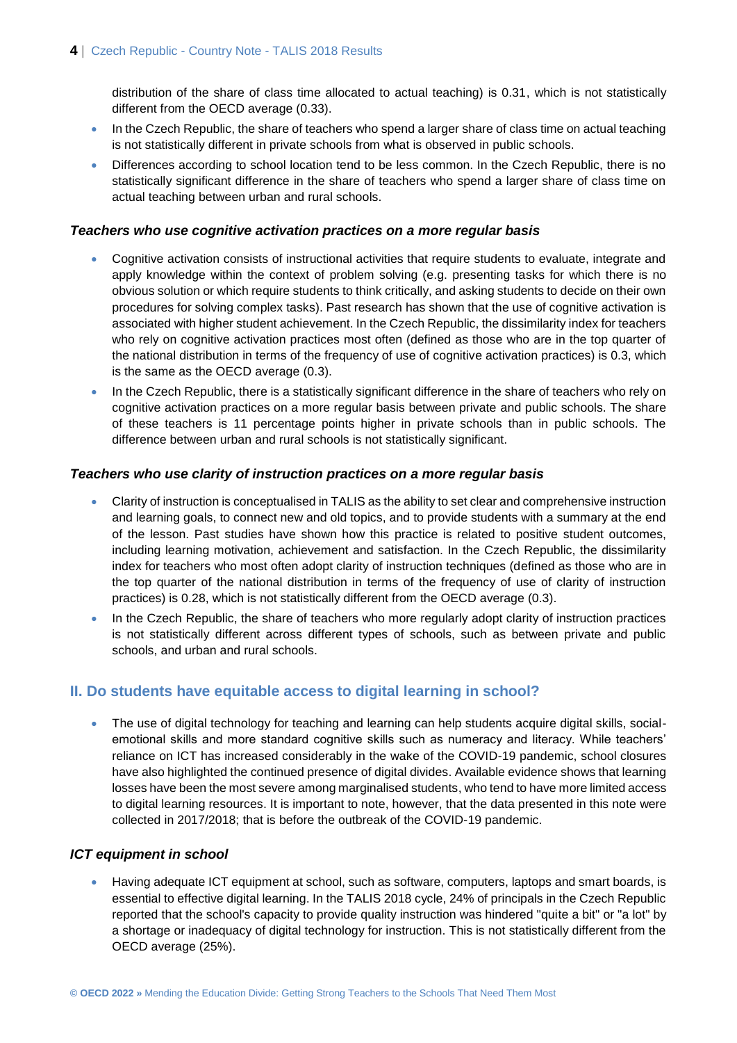distribution of the share of class time allocated to actual teaching) is 0.31, which is not statistically different from the OECD average (0.33).

- In the Czech Republic, the share of teachers who spend a larger share of class time on actual teaching is not statistically different in private schools from what is observed in public schools.
- Differences according to school location tend to be less common. In the Czech Republic, there is no statistically significant difference in the share of teachers who spend a larger share of class time on actual teaching between urban and rural schools.

### *Teachers who use cognitive activation practices on a more regular basis*

- Cognitive activation consists of instructional activities that require students to evaluate, integrate and apply knowledge within the context of problem solving (e.g. presenting tasks for which there is no obvious solution or which require students to think critically, and asking students to decide on their own procedures for solving complex tasks). Past research has shown that the use of cognitive activation is associated with higher student achievement. In the Czech Republic, the dissimilarity index for teachers who rely on cognitive activation practices most often (defined as those who are in the top quarter of the national distribution in terms of the frequency of use of cognitive activation practices) is 0.3, which is the same as the OECD average (0.3).
- In the Czech Republic, there is a statistically significant difference in the share of teachers who rely on cognitive activation practices on a more regular basis between private and public schools. The share of these teachers is 11 percentage points higher in private schools than in public schools. The difference between urban and rural schools is not statistically significant.

### *Teachers who use clarity of instruction practices on a more regular basis*

- Clarity of instruction is conceptualised in TALIS as the ability to set clear and comprehensive instruction and learning goals, to connect new and old topics, and to provide students with a summary at the end of the lesson. Past studies have shown how this practice is related to positive student outcomes, including learning motivation, achievement and satisfaction. In the Czech Republic, the dissimilarity index for teachers who most often adopt clarity of instruction techniques (defined as those who are in the top quarter of the national distribution in terms of the frequency of use of clarity of instruction practices) is 0.28, which is not statistically different from the OECD average (0.3).
- In the Czech Republic, the share of teachers who more regularly adopt clarity of instruction practices is not statistically different across different types of schools, such as between private and public schools, and urban and rural schools.

## II. Do students have equitable access to digital learning in school?

- The use of digital technology for teaching and learning can help students acquire digital skills, social-emotional skills and more standard cognitive skills such as numeracy and literacy. While teachers' reliance on ICT has increased considerably in the wake of the COVID-19 pandemic, school closures have also highlighted the continued presence of digital divides. Available evidence shows that learning losses have been the most severe among marginalised students, who tend to have more limited access to digital learning resources. It is important to note, however, that the data presented in this note were collected in 2017/2018; that is before the outbreak of the COVID-19 pandemic.

### *ICT equipment in school*

- Having adequate ICT equipment at school, such as software, computers, laptops and smart boards, is essential to effective digital learning. In the TALIS 2018 cycle, 24% of principals in the Czech Republic reported that the school's capacity to provide quality instruction was hindered "quite a bit" or "a lot" by a shortage or inadequacy of digital technology for instruction. This is not statistically different from the OECD average (25%).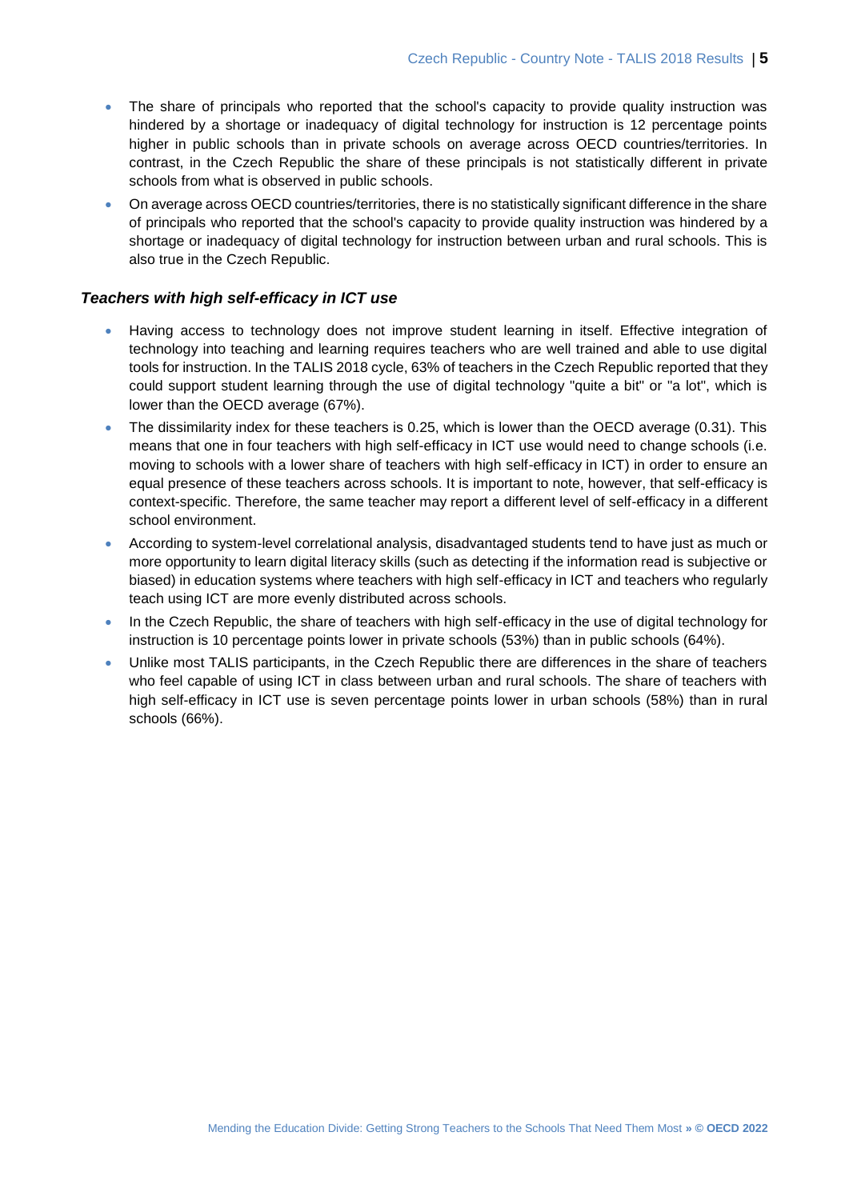- The share of principals who reported that the school's capacity to provide quality instruction was hindered by a shortage or inadequacy of digital technology for instruction is 12 percentage points higher in public schools than in private schools on average across OECD countries/territories. In contrast, in the Czech Republic the share of these principals is not statistically different in private schools from what is observed in public schools.
- On average across OECD countries/territories, there is no statistically significant difference in the share of principals who reported that the school's capacity to provide quality instruction was hindered by a shortage or inadequacy of digital technology for instruction between urban and rural schools. This is also true in the Czech Republic.

### *Teachers with high self-efficacy in ICT use*

- Having access to technology does not improve student learning in itself. Effective integration of technology into teaching and learning requires teachers who are well trained and able to use digital tools for instruction. In the TALIS 2018 cycle, 63% of teachers in the Czech Republic reported that they could support student learning through the use of digital technology "quite a bit" or "a lot", which is lower than the OECD average (67%).
- The dissimilarity index for these teachers is 0.25, which is lower than the OECD average (0.31). This means that one in four teachers with high self-efficacy in ICT use would need to change schools (i.e. moving to schools with a lower share of teachers with high self-efficacy in ICT) in order to ensure an equal presence of these teachers across schools. It is important to note, however, that self-efficacy is context-specific. Therefore, the same teacher may report a different level of self-efficacy in a different school environment.
- According to system-level correlational analysis, disadvantaged students tend to have just as much or more opportunity to learn digital literacy skills (such as detecting if the information read is subjective or biased) in education systems where teachers with high self-efficacy in ICT and teachers who regularly teach using ICT are more evenly distributed across schools.
- In the Czech Republic, the share of teachers with high self-efficacy in the use of digital technology for instruction is 10 percentage points lower in private schools (53%) than in public schools (64%).
- Unlike most TALIS participants, in the Czech Republic there are differences in the share of teachers who feel capable of using ICT in class between urban and rural schools. The share of teachers with high self-efficacy in ICT use is seven percentage points lower in urban schools (58%) than in rural schools (66%).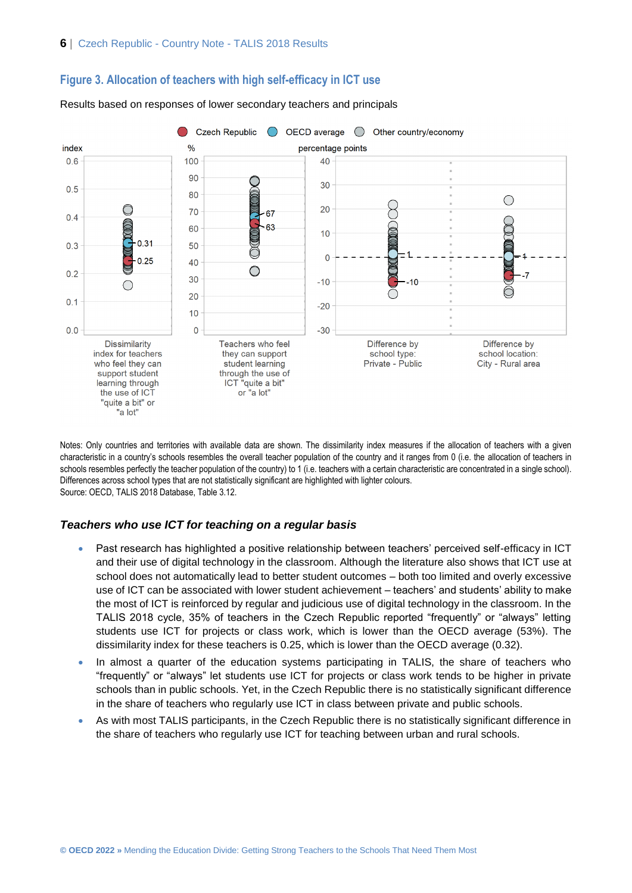## Figure 3. Allocation of teachers with high self-efficacy in ICT use

Results based on responses of lower secondary teachers and principals

Notes: Only countries and territories with available data are shown. The dissimilarity index measures if the allocation of teachers with a given characteristic in a country's schools resembles the overall teacher population of the country and it ranges from 0 (i.e. the allocation of teachers in schools resembles perfectly the teacher population of the country) to 1 (i.e. teachers with a certain characteristic are concentrated in a single school). Differences across school types that are not statistically significant are highlighted with lighter colours.
Source: OECD, TALIS 2018 Database, Table 3.12.

### *Teachers who use ICT for teaching on a regular basis*

- Past research has highlighted a positive relationship between teachers' perceived self-efficacy in ICT and their use of digital technology in the classroom. Although the literature also shows that ICT use at school does not automatically lead to better student outcomes – both too limited and overly excessive use of ICT can be associated with lower student achievement – teachers' and students' ability to make the most of ICT is reinforced by regular and judicious use of digital technology in the classroom. In the TALIS 2018 cycle, 35% of teachers in the Czech Republic reported "frequently" or "always" letting students use ICT for projects or class work, which is lower than the OECD average (53%). The dissimilarity index for these teachers is 0.25, which is lower than the OECD average (0.32).
- In almost a quarter of the education systems participating in TALIS, the share of teachers who "frequently" or "always" let students use ICT for projects or class work tends to be higher in private schools than in public schools. Yet, in the Czech Republic there is no statistically significant difference in the share of teachers who regularly use ICT in class between private and public schools.
- As with most TALIS participants, in the Czech Republic there is no statistically significant difference in the share of teachers who regularly use ICT for teaching between urban and rural schools.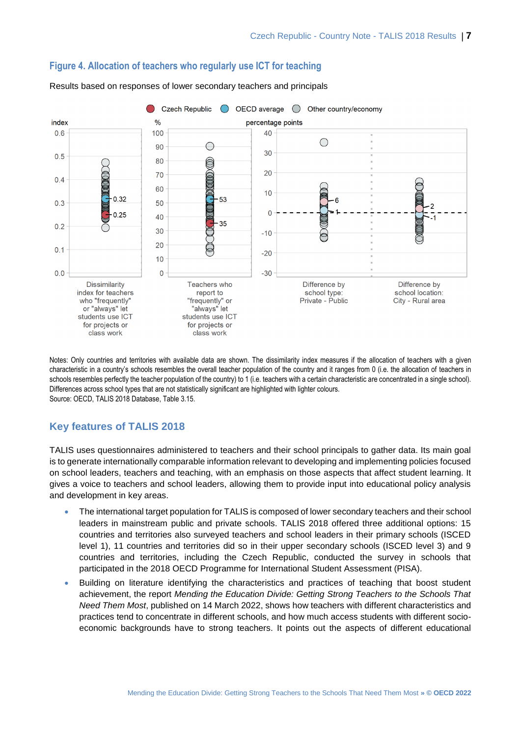## Figure 4. Allocation of teachers who regularly use ICT for teaching

Results based on responses of lower secondary teachers and principals

Notes: Only countries and territories with available data are shown. The dissimilarity index measures if the allocation of teachers with a given characteristic in a country's schools resembles the overall teacher population of the country and it ranges from 0 (i.e. the allocation of teachers in schools resembles perfectly the teacher population of the country) to 1 (i.e. teachers with a certain characteristic are concentrated in a single school). Differences across school types that are not statistically significant are highlighted with lighter colours.

Source: OECD, TALIS 2018 Database, Table 3.15.

## Key features of TALIS 2018

TALIS uses questionnaires administered to teachers and their school principals to gather data. Its main goal is to generate internationally comparable information relevant to developing and implementing policies focused on school leaders, teachers and teaching, with an emphasis on those aspects that affect student learning. It gives a voice to teachers and school leaders, allowing them to provide input into educational policy analysis and development in key areas.

- The international target population for TALIS is composed of lower secondary teachers and their school leaders in mainstream public and private schools. TALIS 2018 offered three additional options: 15 countries and territories also surveyed teachers and school leaders in their primary schools (ISCED level 1), 11 countries and territories did so in their upper secondary schools (ISCED level 3) and 9 countries and territories, including the Czech Republic, conducted the survey in schools that participated in the 2018 OECD Programme for International Student Assessment (PISA).
- Building on literature identifying the characteristics and practices of teaching that boost student achievement, the report *Mending the Education Divide: Getting Strong Teachers to the Schools That Need Them Most*, published on 14 March 2022, shows how teachers with different characteristics and practices tend to concentrate in different schools, and how much access students with different socio-economic backgrounds have to strong teachers. It points out the aspects of different educational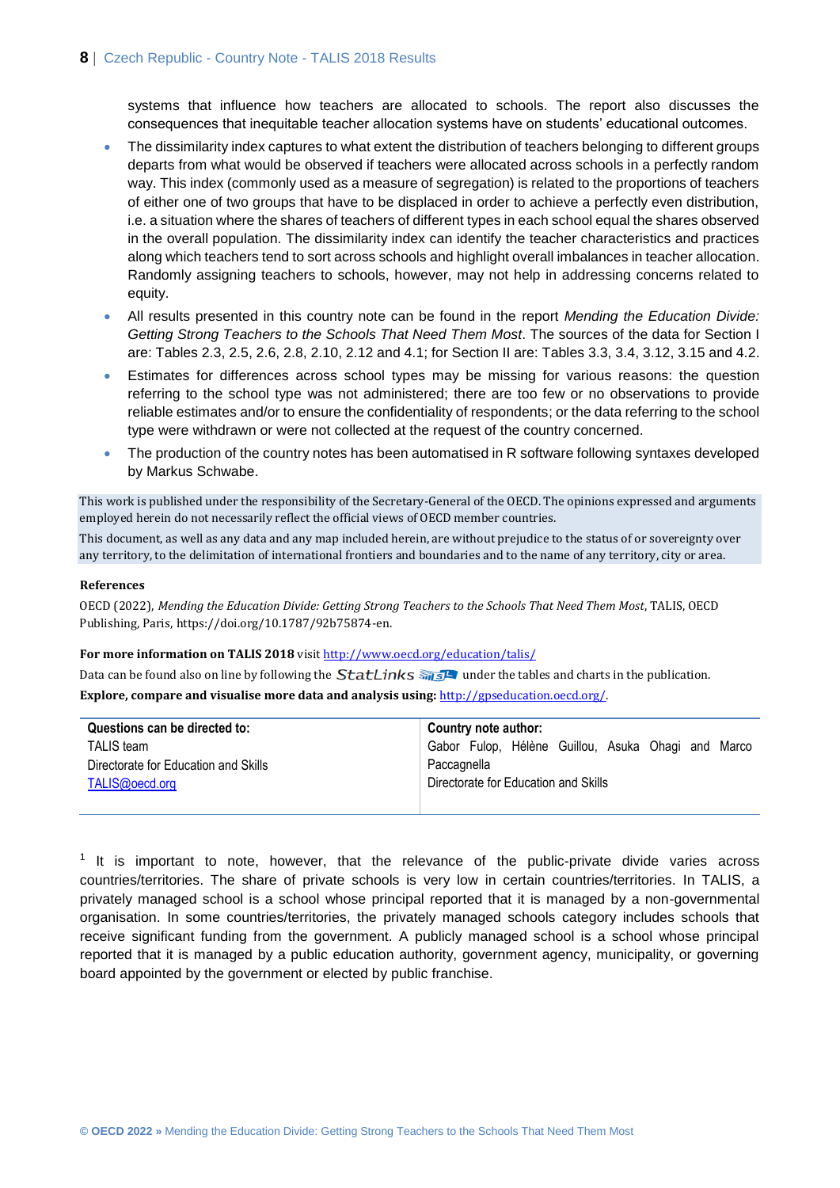systems that influence how teachers are allocated to schools. The report also discusses the consequences that inequitable teacher allocation systems have on students' educational outcomes.

- The dissimilarity index captures to what extent the distribution of teachers belonging to different groups departs from what would be observed if teachers were allocated across schools in a perfectly random way. This index (commonly used as a measure of segregation) is related to the proportions of teachers of either one of two groups that have to be displaced in order to achieve a perfectly even distribution, i.e. a situation where the shares of teachers of different types in each school equal the shares observed in the overall population. The dissimilarity index can identify the teacher characteristics and practices along which teachers tend to sort across schools and highlight overall imbalances in teacher allocation. Randomly assigning teachers to schools, however, may not help in addressing concerns related to equity.
- All results presented in this country note can be found in the report *Mending the Education Divide: Getting Strong Teachers to the Schools That Need Them Most*. The sources of the data for Section I are: Tables 2.3, 2.5, 2.6, 2.8, 2.10, 2.12 and 4.1; for Section II are: Tables 3.3, 3.4, 3.12, 3.15 and 4.2.
- Estimates for differences across school types may be missing for various reasons: the question referring to the school type was not administered; there are too few or no observations to provide reliable estimates and/or to ensure the confidentiality of respondents; or the data referring to the school type were withdrawn or were not collected at the request of the country concerned.
- The production of the country notes has been automatised in R software following syntaxes developed by Markus Schwabe.

This work is published under the responsibility of the Secretary-General of the OECD. The opinions expressed and arguments employed herein do not necessarily reflect the official views of OECD member countries.

This document, as well as any data and any map included herein, are without prejudice to the status of or sovereignty over any territory, to the delimitation of international frontiers and boundaries and to the name of any territory, city or area.

**References**

OECD (2022), *Mending the Education Divide: Getting Strong Teachers to the Schools That Need Them Most*, TALIS, OECD Publishing, Paris, https://doi.org/10.1787/92b75874-en.

**For more information on TALIS 2018** visit http://www.oecd.org/education/talis/

Data can be found also on line by following the StatLinks under the tables and charts in the publication.

**Explore, compare and visualise more data and analysis using:** http://gpseducation.oecd.org/.

| | |
|---|---|
| **Questions can be directed to:** | **Country note author:** |
| TALIS team | Gabor Fulop, Hélène Guillou, Asuka Ohagi and Marco Paccagnella |
| Directorate for Education and Skills | Directorate for Education and Skills |
| TALIS@oecd.org | |

[1] It is important to note, however, that the relevance of the public-private divide varies across countries/territories. The share of private schools is very low in certain countries/territories. In TALIS, a privately managed school is a school whose principal reported that it is managed by a non-governmental organisation. In some countries/territories, the privately managed schools category includes schools that receive significant funding from the government. A publicly managed school is a school whose principal reported that it is managed by a public education authority, government agency, municipality, or governing board appointed by the government or elected by public franchise.